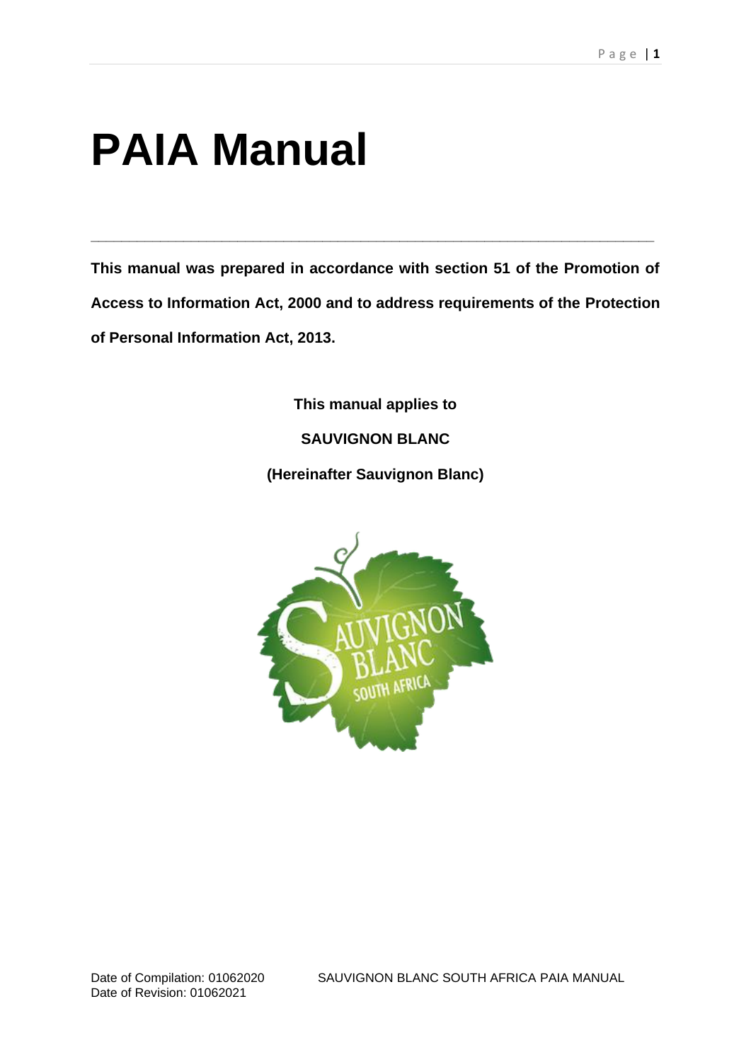# PAIA Manual

---

**This manual was prepared in accordance with section 51 of the Promotion of Access to Information Act, 2000 and to address requirements of the Protection of Personal Information Act, 2013.**

**This manual applies to**

**SAUVIGNON BLANC**

**(Hereinafter Sauvignon Blanc)**

Date of Compilation: 01062020
Date of Revision: 01062021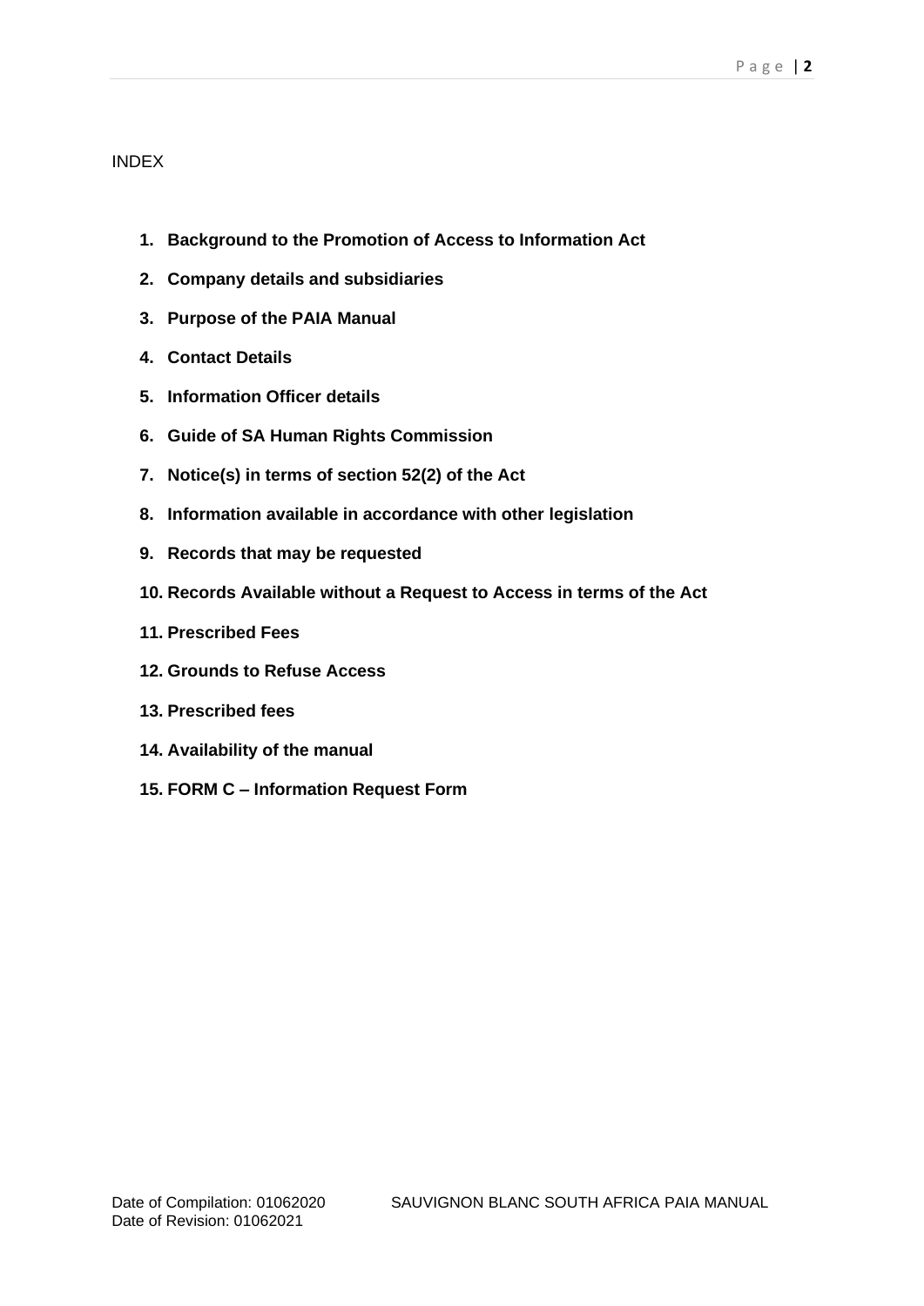INDEX

1. **Background to the Promotion of Access to Information Act**
2. **Company details and subsidiaries**
3. **Purpose of the PAIA Manual**
4. **Contact Details**
5. **Information Officer details**
6. **Guide of SA Human Rights Commission**
7. **Notice(s) in terms of section 52(2) of the Act**
8. **Information available in accordance with other legislation**
9. **Records that may be requested**
10. **Records Available without a Request to Access in terms of the Act**
11. **Prescribed Fees**
12. **Grounds to Refuse Access**
13. **Prescribed fees**
14. **Availability of the manual**
15. **FORM C – Information Request Form**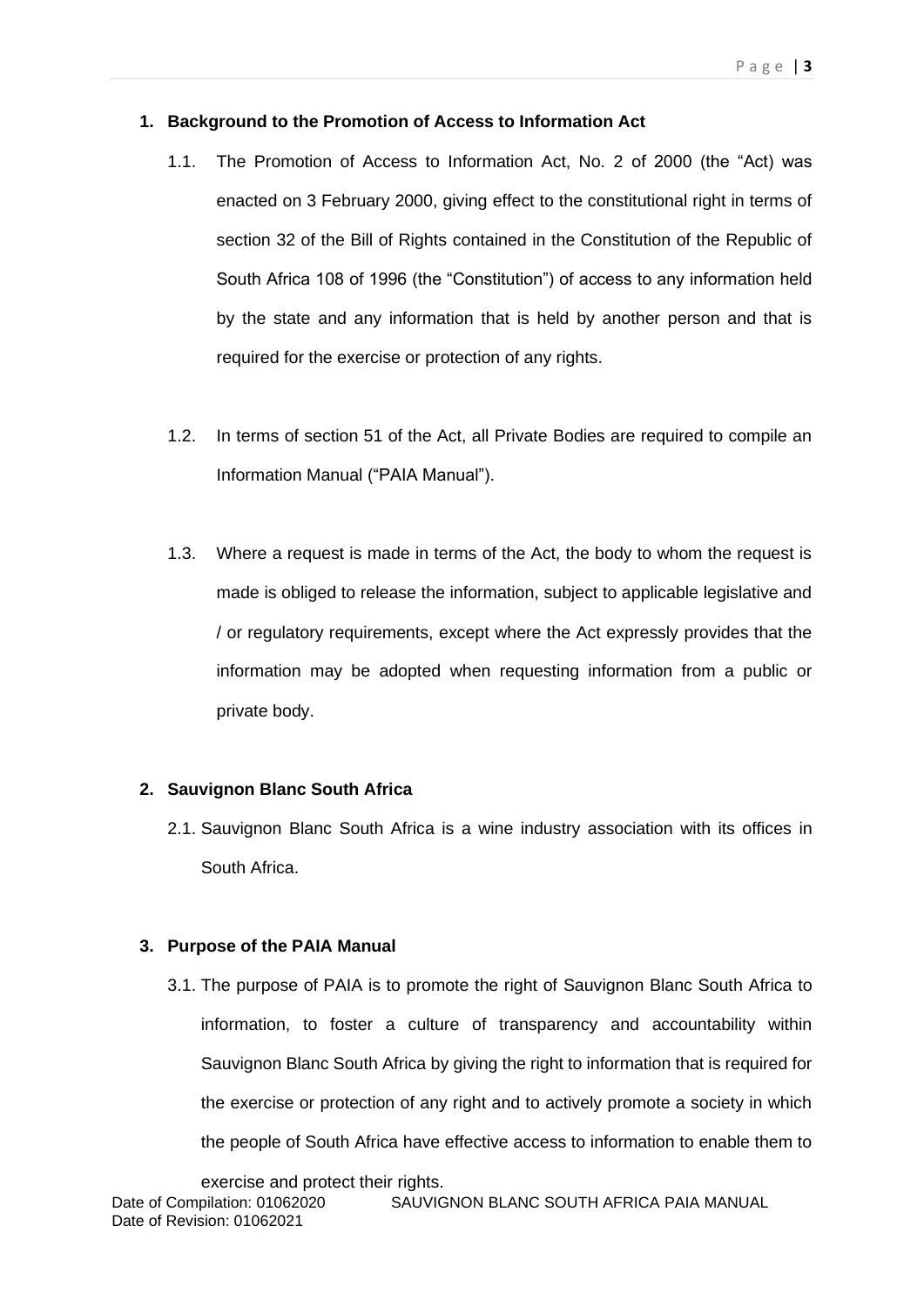## 1. Background to the Promotion of Access to Information Act

1.1. The Promotion of Access to Information Act, No. 2 of 2000 (the "Act) was enacted on 3 February 2000, giving effect to the constitutional right in terms of section 32 of the Bill of Rights contained in the Constitution of the Republic of South Africa 108 of 1996 (the "Constitution") of access to any information held by the state and any information that is held by another person and that is required for the exercise or protection of any rights.

1.2. In terms of section 51 of the Act, all Private Bodies are required to compile an Information Manual ("PAIA Manual").

1.3. Where a request is made in terms of the Act, the body to whom the request is made is obliged to release the information, subject to applicable legislative and / or regulatory requirements, except where the Act expressly provides that the information may be adopted when requesting information from a public or private body.

## 2. Sauvignon Blanc South Africa

2.1. Sauvignon Blanc South Africa is a wine industry association with its offices in South Africa.

## 3. Purpose of the PAIA Manual

3.1. The purpose of PAIA is to promote the right of Sauvignon Blanc South Africa to information, to foster a culture of transparency and accountability within Sauvignon Blanc South Africa by giving the right to information that is required for the exercise or protection of any right and to actively promote a society in which the people of South Africa have effective access to information to enable them to exercise and protect their rights.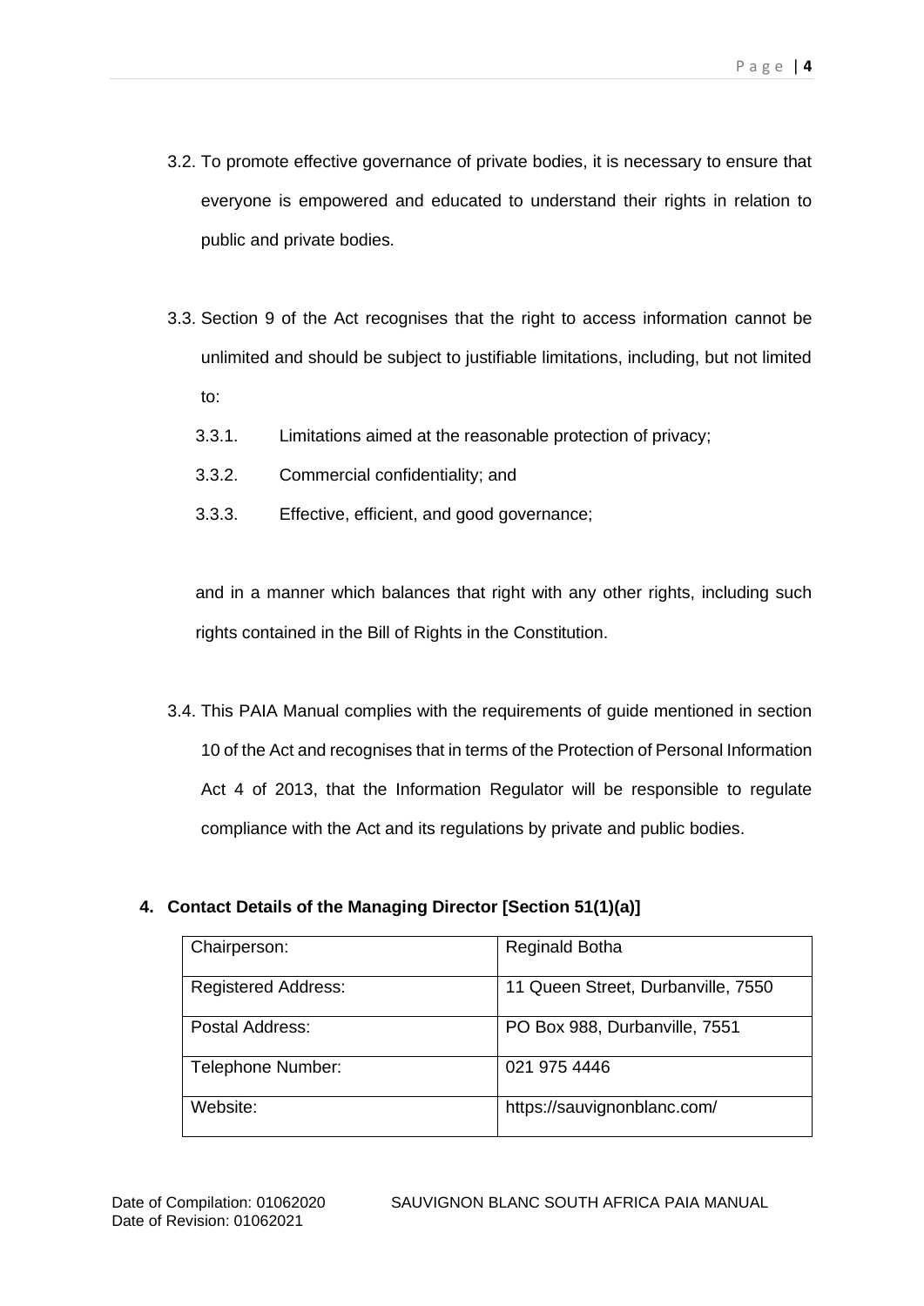3.2. To promote effective governance of private bodies, it is necessary to ensure that everyone is empowered and educated to understand their rights in relation to public and private bodies.

3.3. Section 9 of the Act recognises that the right to access information cannot be unlimited and should be subject to justifiable limitations, including, but not limited to:

3.3.1. Limitations aimed at the reasonable protection of privacy;

3.3.2. Commercial confidentiality; and

3.3.3. Effective, efficient, and good governance;

and in a manner which balances that right with any other rights, including such rights contained in the Bill of Rights in the Constitution.

3.4. This PAIA Manual complies with the requirements of guide mentioned in section 10 of the Act and recognises that in terms of the Protection of Personal Information Act 4 of 2013, that the Information Regulator will be responsible to regulate compliance with the Act and its regulations by private and public bodies.

## 4. Contact Details of the Managing Director [Section 51(1)(a)]

| Chairperson: | Reginald Botha |
|---|---|
| Registered Address: | 11 Queen Street, Durbanville, 7550 |
| Postal Address: | PO Box 988, Durbanville, 7551 |
| Telephone Number: | 021 975 4446 |
| Website: | https://sauvignonblanc.com/ |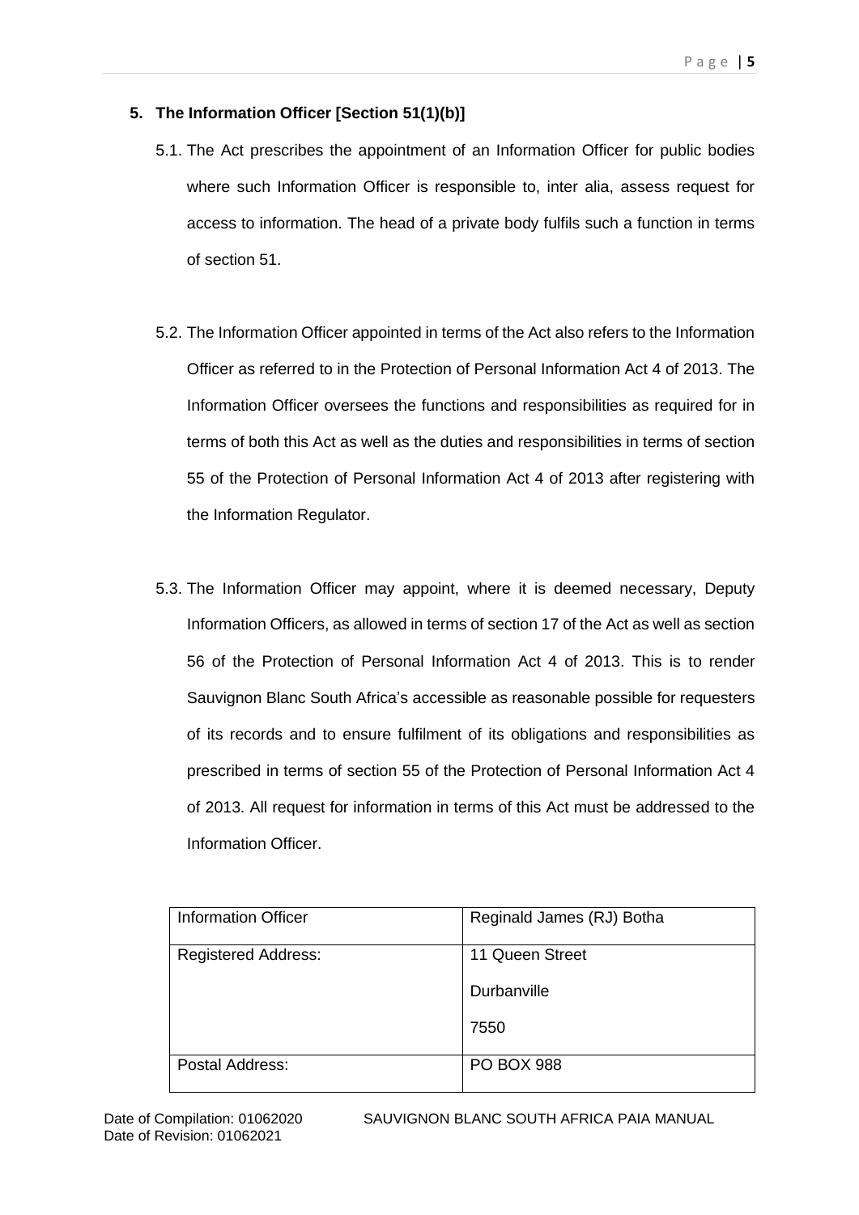## 5. The Information Officer [Section 51(1)(b)]

5.1. The Act prescribes the appointment of an Information Officer for public bodies where such Information Officer is responsible to, inter alia, assess request for access to information. The head of a private body fulfils such a function in terms of section 51.

5.2. The Information Officer appointed in terms of the Act also refers to the Information Officer as referred to in the Protection of Personal Information Act 4 of 2013. The Information Officer oversees the functions and responsibilities as required for in terms of both this Act as well as the duties and responsibilities in terms of section 55 of the Protection of Personal Information Act 4 of 2013 after registering with the Information Regulator.

5.3. The Information Officer may appoint, where it is deemed necessary, Deputy Information Officers, as allowed in terms of section 17 of the Act as well as section 56 of the Protection of Personal Information Act 4 of 2013. This is to render Sauvignon Blanc South Africa's accessible as reasonable possible for requesters of its records and to ensure fulfilment of its obligations and responsibilities as prescribed in terms of section 55 of the Protection of Personal Information Act 4 of 2013. All request for information in terms of this Act must be addressed to the Information Officer.

| Information Officer | Reginald James (RJ) Botha |
|---|---|
| Registered Address: | 11 Queen Street<br>Durbanville<br>7550 |
| Postal Address: | PO BOX 988 |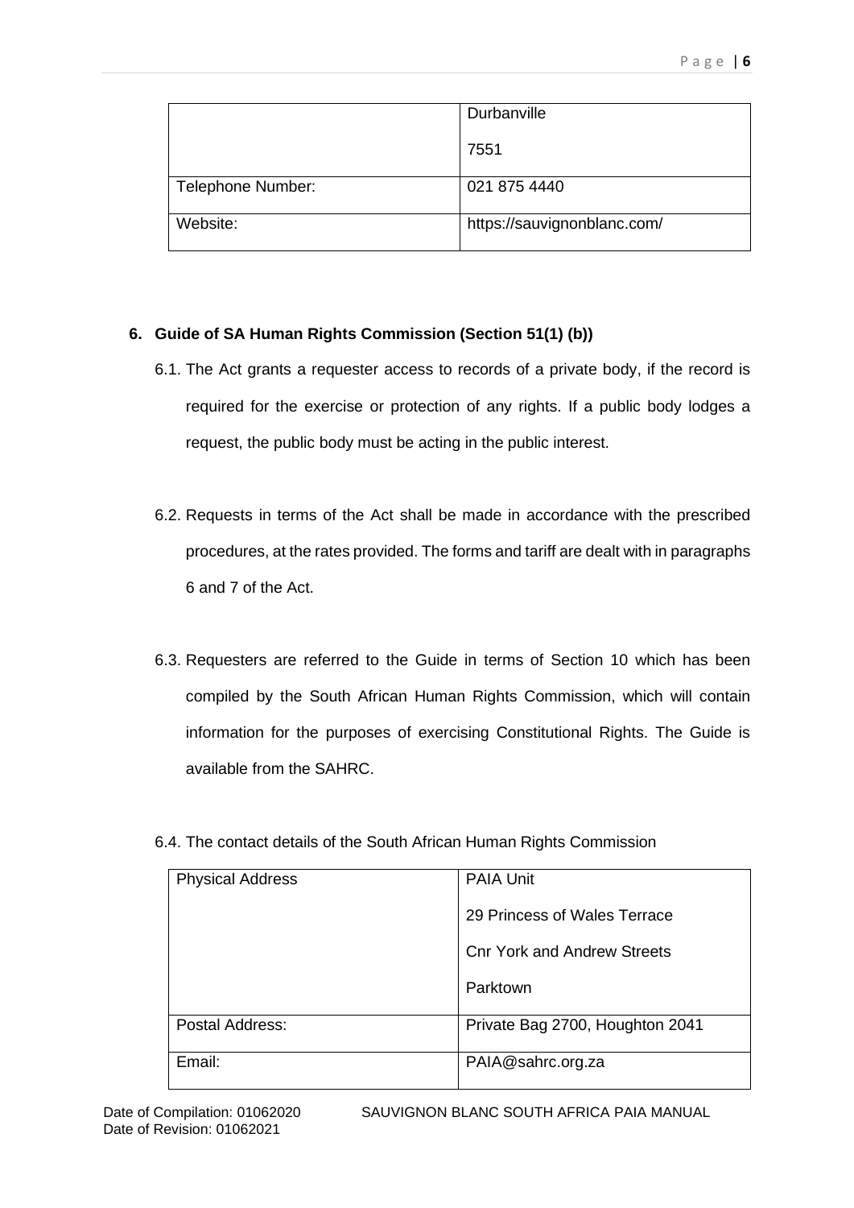| | |
|---|---|
| | Durbanville<br><br>7551 |
| Telephone Number: | 021 875 4440 |
| Website: | https://sauvignonblanc.com/ |

## 6. Guide of SA Human Rights Commission (Section 51(1) (b))

6.1. The Act grants a requester access to records of a private body, if the record is required for the exercise or protection of any rights. If a public body lodges a request, the public body must be acting in the public interest.

6.2. Requests in terms of the Act shall be made in accordance with the prescribed procedures, at the rates provided. The forms and tariff are dealt with in paragraphs 6 and 7 of the Act.

6.3. Requesters are referred to the Guide in terms of Section 10 which has been compiled by the South African Human Rights Commission, which will contain information for the purposes of exercising Constitutional Rights. The Guide is available from the SAHRC.

6.4. The contact details of the South African Human Rights Commission

| Physical Address | PAIA Unit<br><br>29 Princess of Wales Terrace<br><br>Cnr York and Andrew Streets<br><br>Parktown |
|---|---|
| Postal Address: | Private Bag 2700, Houghton 2041 |
| Email: | PAIA@sahrc.org.za |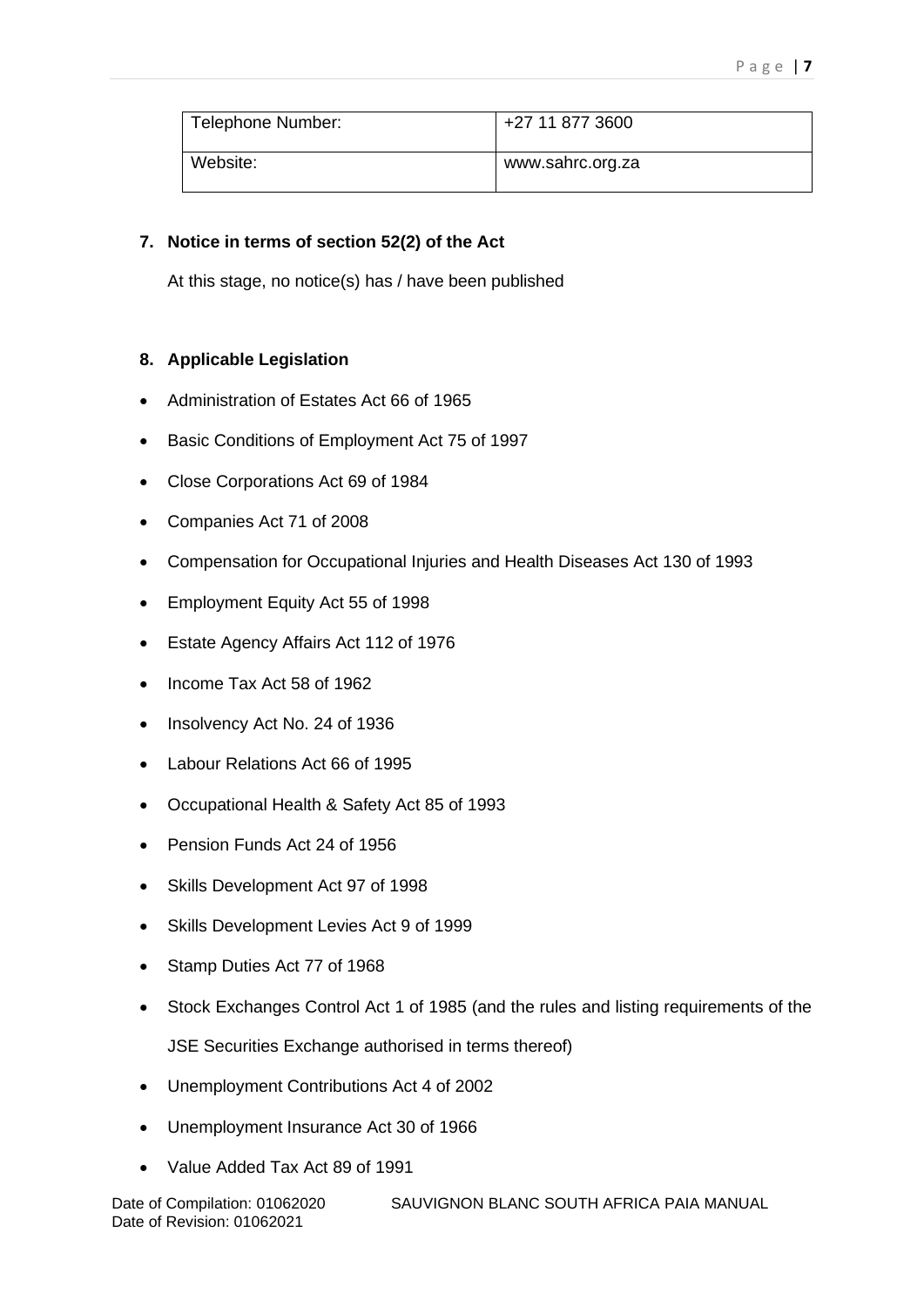| Telephone Number: | +27 11 877 3600 |
| --- | --- |
| Website: | www.sahrc.org.za |

## 7. Notice in terms of section 52(2) of the Act

At this stage, no notice(s) has / have been published

## 8. Applicable Legislation

- Administration of Estates Act 66 of 1965
- Basic Conditions of Employment Act 75 of 1997
- Close Corporations Act 69 of 1984
- Companies Act 71 of 2008
- Compensation for Occupational Injuries and Health Diseases Act 130 of 1993
- Employment Equity Act 55 of 1998
- Estate Agency Affairs Act 112 of 1976
- Income Tax Act 58 of 1962
- Insolvency Act No. 24 of 1936
- Labour Relations Act 66 of 1995
- Occupational Health & Safety Act 85 of 1993
- Pension Funds Act 24 of 1956
- Skills Development Act 97 of 1998
- Skills Development Levies Act 9 of 1999
- Stamp Duties Act 77 of 1968
- Stock Exchanges Control Act 1 of 1985 (and the rules and listing requirements of the JSE Securities Exchange authorised in terms thereof)
- Unemployment Contributions Act 4 of 2002
- Unemployment Insurance Act 30 of 1966
- Value Added Tax Act 89 of 1991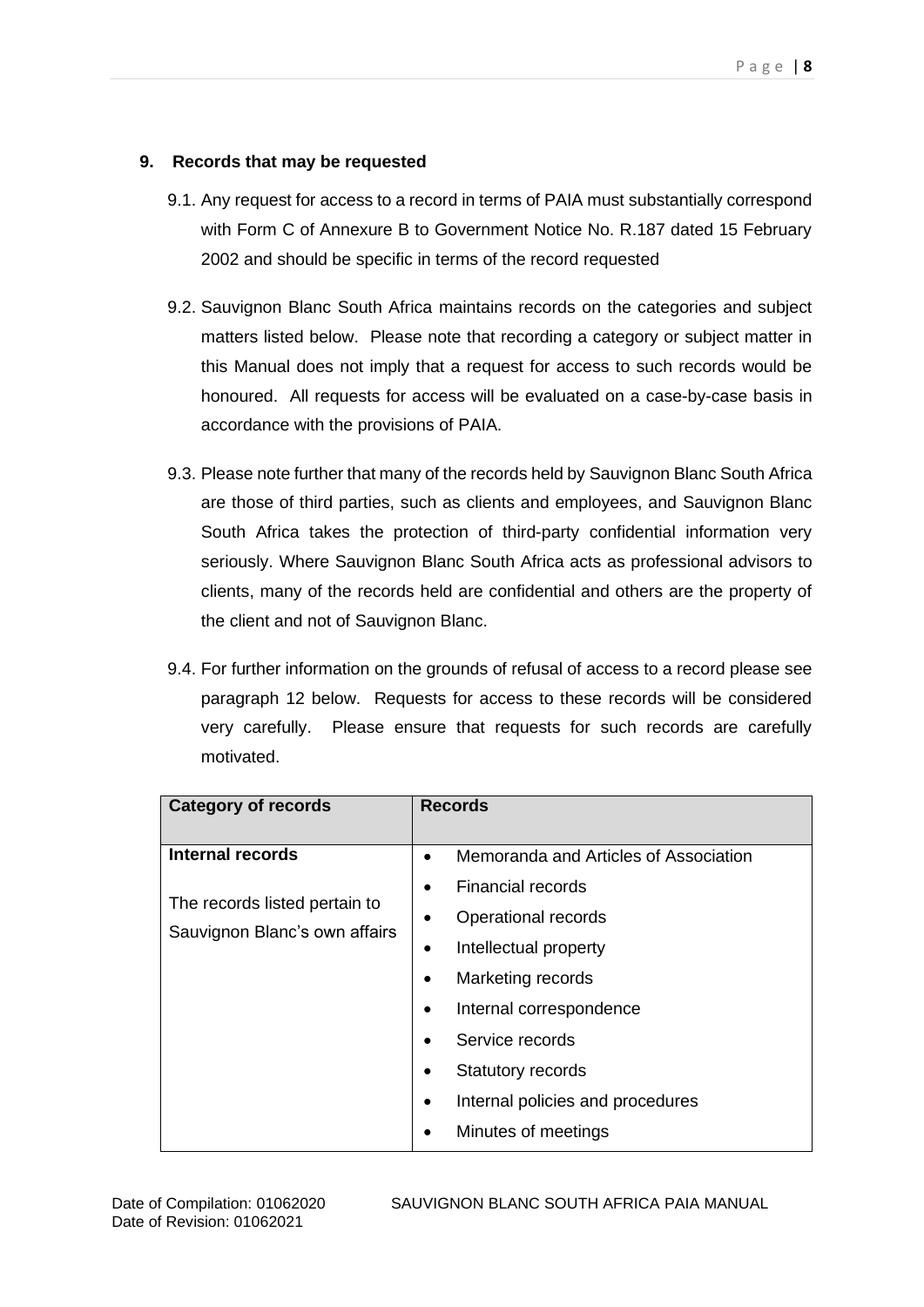## 9. Records that may be requested

9.1. Any request for access to a record in terms of PAIA must substantially correspond with Form C of Annexure B to Government Notice No. R.187 dated 15 February 2002 and should be specific in terms of the record requested

9.2. Sauvignon Blanc South Africa maintains records on the categories and subject matters listed below. Please note that recording a category or subject matter in this Manual does not imply that a request for access to such records would be honoured. All requests for access will be evaluated on a case-by-case basis in accordance with the provisions of PAIA.

9.3. Please note further that many of the records held by Sauvignon Blanc South Africa are those of third parties, such as clients and employees, and Sauvignon Blanc South Africa takes the protection of third-party confidential information very seriously. Where Sauvignon Blanc South Africa acts as professional advisors to clients, many of the records held are confidential and others are the property of the client and not of Sauvignon Blanc.

9.4. For further information on the grounds of refusal of access to a record please see paragraph 12 below. Requests for access to these records will be considered very carefully. Please ensure that requests for such records are carefully motivated.

| Category of records | Records |
|---|---|
| **Internal records**<br><br>The records listed pertain to Sauvignon Blanc's own affairs | • Memoranda and Articles of Association<br>• Financial records<br>• Operational records<br>• Intellectual property<br>• Marketing records<br>• Internal correspondence<br>• Service records<br>• Statutory records<br>• Internal policies and procedures<br>• Minutes of meetings |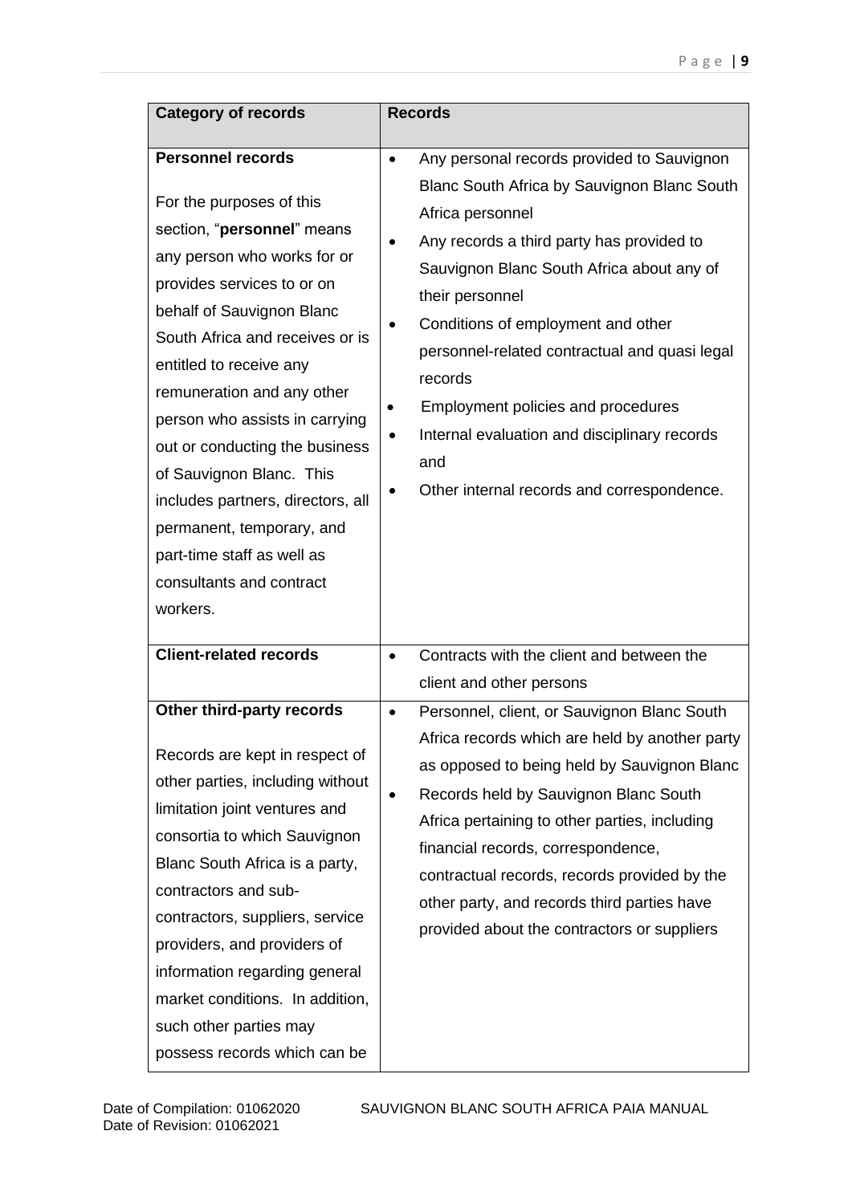| Category of records | Records |
|---|---|
| **Personnel records**<br><br>For the purposes of this section, "**personnel**" means any person who works for or provides services to or on behalf of Sauvignon Blanc South Africa and receives or is entitled to receive any remuneration and any other person who assists in carrying out or conducting the business of Sauvignon Blanc. This includes partners, directors, all permanent, temporary, and part-time staff as well as consultants and contract workers. | • Any personal records provided to Sauvignon Blanc South Africa by Sauvignon Blanc South Africa personnel<br>• Any records a third party has provided to Sauvignon Blanc South Africa about any of their personnel<br>• Conditions of employment and other personnel-related contractual and quasi legal records<br>• Employment policies and procedures<br>• Internal evaluation and disciplinary records and<br>• Other internal records and correspondence. |
| **Client-related records** | • Contracts with the client and between the client and other persons |
| **Other third-party records**<br><br>Records are kept in respect of other parties, including without limitation joint ventures and consortia to which Sauvignon Blanc South Africa is a party, contractors and sub-contractors, suppliers, service providers, and providers of information regarding general market conditions. In addition, such other parties may possess records which can be | • Personnel, client, or Sauvignon Blanc South Africa records which are held by another party as opposed to being held by Sauvignon Blanc<br>• Records held by Sauvignon Blanc South Africa pertaining to other parties, including financial records, correspondence, contractual records, records provided by the other party, and records third parties have provided about the contractors or suppliers |

Date of Compilation: 01062020
Date of Revision: 01062021
SAUVIGNON BLANC SOUTH AFRICA PAIA MANUAL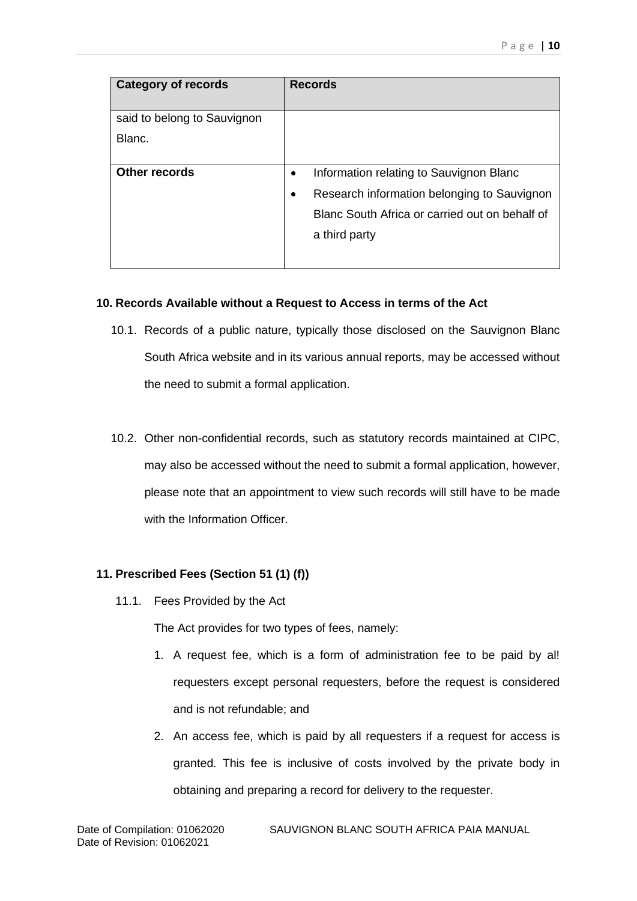| Category of records | Records |
| --- | --- |
| said to belong to Sauvignon Blanc. | |
| **Other records** | • Information relating to Sauvignon Blanc<br>• Research information belonging to Sauvignon Blanc South Africa or carried out on behalf of a third party |

**10. Records Available without a Request to Access in terms of the Act**

10.1. Records of a public nature, typically those disclosed on the Sauvignon Blanc South Africa website and in its various annual reports, may be accessed without the need to submit a formal application.

10.2. Other non-confidential records, such as statutory records maintained at CIPC, may also be accessed without the need to submit a formal application, however, please note that an appointment to view such records will still have to be made with the Information Officer.

**11. Prescribed Fees (Section 51 (1) (f))**

11.1. Fees Provided by the Act

The Act provides for two types of fees, namely:

1. A request fee, which is a form of administration fee to be paid by al! requesters except personal requesters, before the request is considered and is not refundable; and
2. An access fee, which is paid by all requesters if a request for access is granted. This fee is inclusive of costs involved by the private body in obtaining and preparing a record for delivery to the requester.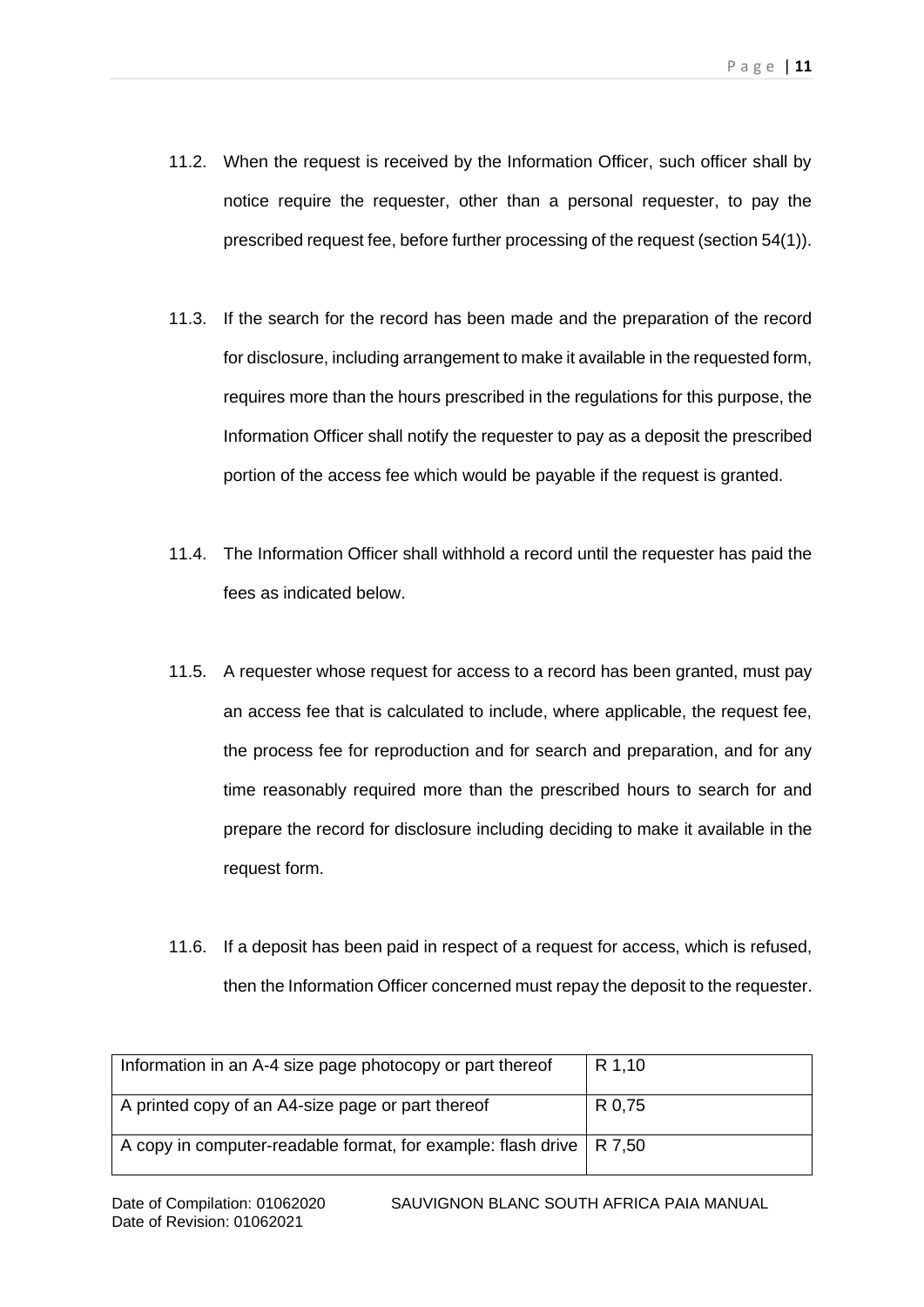11.2. When the request is received by the Information Officer, such officer shall by notice require the requester, other than a personal requester, to pay the prescribed request fee, before further processing of the request (section 54(1)).

11.3. If the search for the record has been made and the preparation of the record for disclosure, including arrangement to make it available in the requested form, requires more than the hours prescribed in the regulations for this purpose, the Information Officer shall notify the requester to pay as a deposit the prescribed portion of the access fee which would be payable if the request is granted.

11.4. The Information Officer shall withhold a record until the requester has paid the fees as indicated below.

11.5. A requester whose request for access to a record has been granted, must pay an access fee that is calculated to include, where applicable, the request fee, the process fee for reproduction and for search and preparation, and for any time reasonably required more than the prescribed hours to search for and prepare the record for disclosure including deciding to make it available in the request form.

11.6. If a deposit has been paid in respect of a request for access, which is refused, then the Information Officer concerned must repay the deposit to the requester.

| | |
|---|---|
| Information in an A-4 size page photocopy or part thereof | R 1,10 |
| A printed copy of an A4-size page or part thereof | R 0,75 |
| A copy in computer-readable format, for example: flash drive | R 7,50 |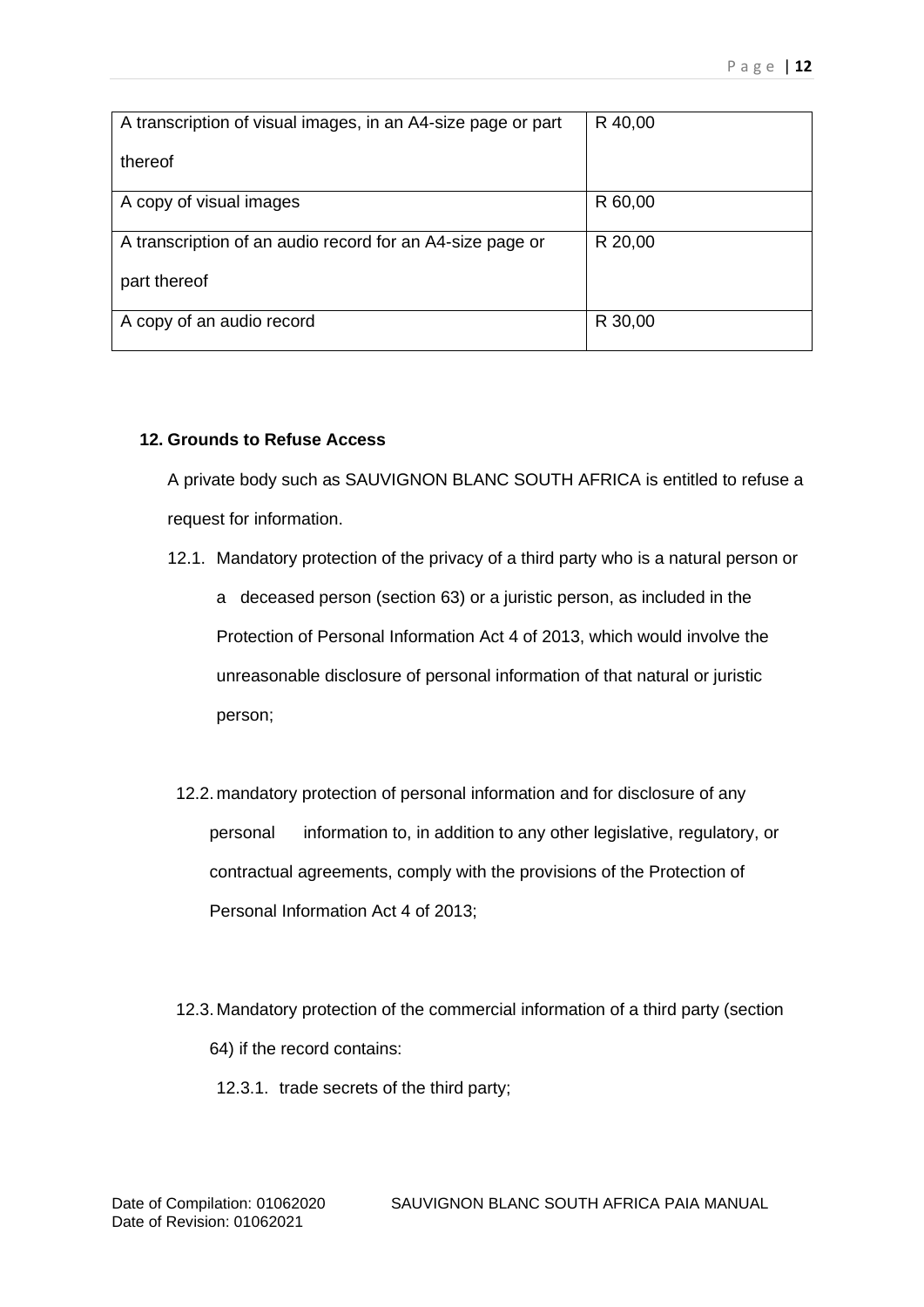| A transcription of visual images, in an A4-size page or part thereof | R 40,00 |
|---|---|
| A copy of visual images | R 60,00 |
| A transcription of an audio record for an A4-size page or part thereof | R 20,00 |
| A copy of an audio record | R 30,00 |

**12. Grounds to Refuse Access**

A private body such as SAUVIGNON BLANC SOUTH AFRICA is entitled to refuse a request for information.

12.1. Mandatory protection of the privacy of a third party who is a natural person or a deceased person (section 63) or a juristic person, as included in the Protection of Personal Information Act 4 of 2013, which would involve the unreasonable disclosure of personal information of that natural or juristic person;

12.2. mandatory protection of personal information and for disclosure of any personal information to, in addition to any other legislative, regulatory, or contractual agreements, comply with the provisions of the Protection of Personal Information Act 4 of 2013;

12.3. Mandatory protection of the commercial information of a third party (section 64) if the record contains:

12.3.1. trade secrets of the third party;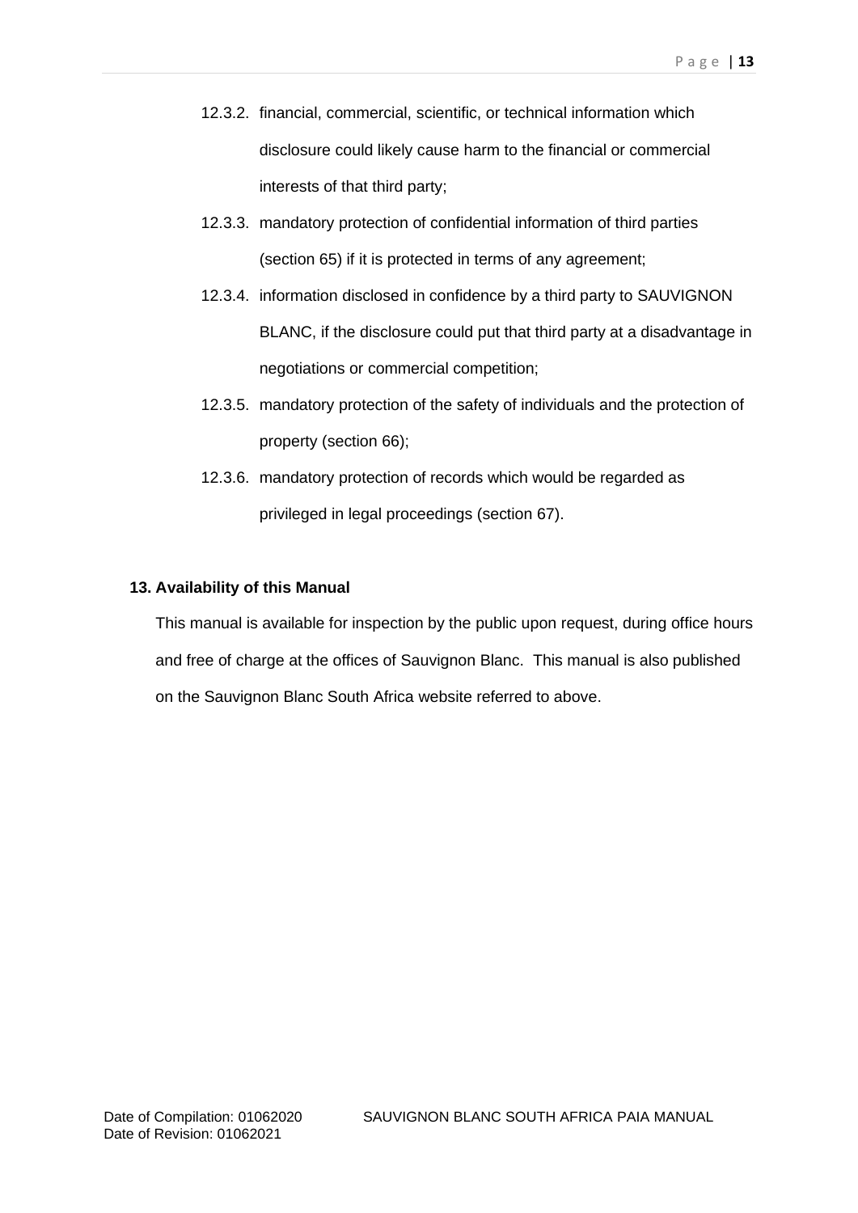12.3.2. financial, commercial, scientific, or technical information which disclosure could likely cause harm to the financial or commercial interests of that third party;

12.3.3. mandatory protection of confidential information of third parties (section 65) if it is protected in terms of any agreement;

12.3.4. information disclosed in confidence by a third party to SAUVIGNON BLANC, if the disclosure could put that third party at a disadvantage in negotiations or commercial competition;

12.3.5. mandatory protection of the safety of individuals and the protection of property (section 66);

12.3.6. mandatory protection of records which would be regarded as privileged in legal proceedings (section 67).

**13. Availability of this Manual**

This manual is available for inspection by the public upon request, during office hours and free of charge at the offices of Sauvignon Blanc. This manual is also published on the Sauvignon Blanc South Africa website referred to above.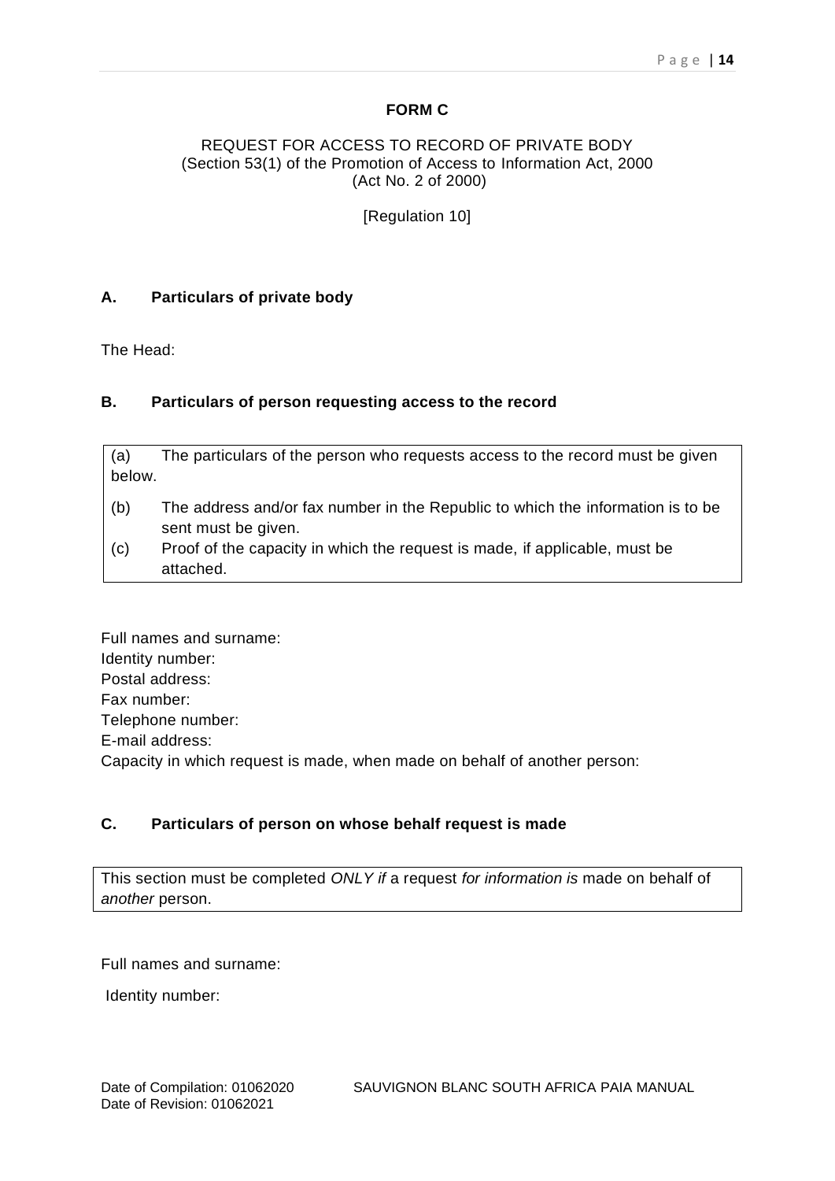**FORM C**

REQUEST FOR ACCESS TO RECORD OF PRIVATE BODY
(Section 53(1) of the Promotion of Access to Information Act, 2000
(Act No. 2 of 2000)

[Regulation 10]

**A. Particulars of private body**

The Head:

**B. Particulars of person requesting access to the record**

(a) The particulars of the person who requests access to the record must be given below.

(b) The address and/or fax number in the Republic to which the information is to be sent must be given.

(c) Proof of the capacity in which the request is made, if applicable, must be attached.

Full names and surname:
Identity number:
Postal address:
Fax number:
Telephone number:
E-mail address:
Capacity in which request is made, when made on behalf of another person:

**C. Particulars of person on whose behalf request is made**

This section must be completed *ONLY if* a request *for information is* made on behalf of *another* person.

Full names and surname:

Identity number: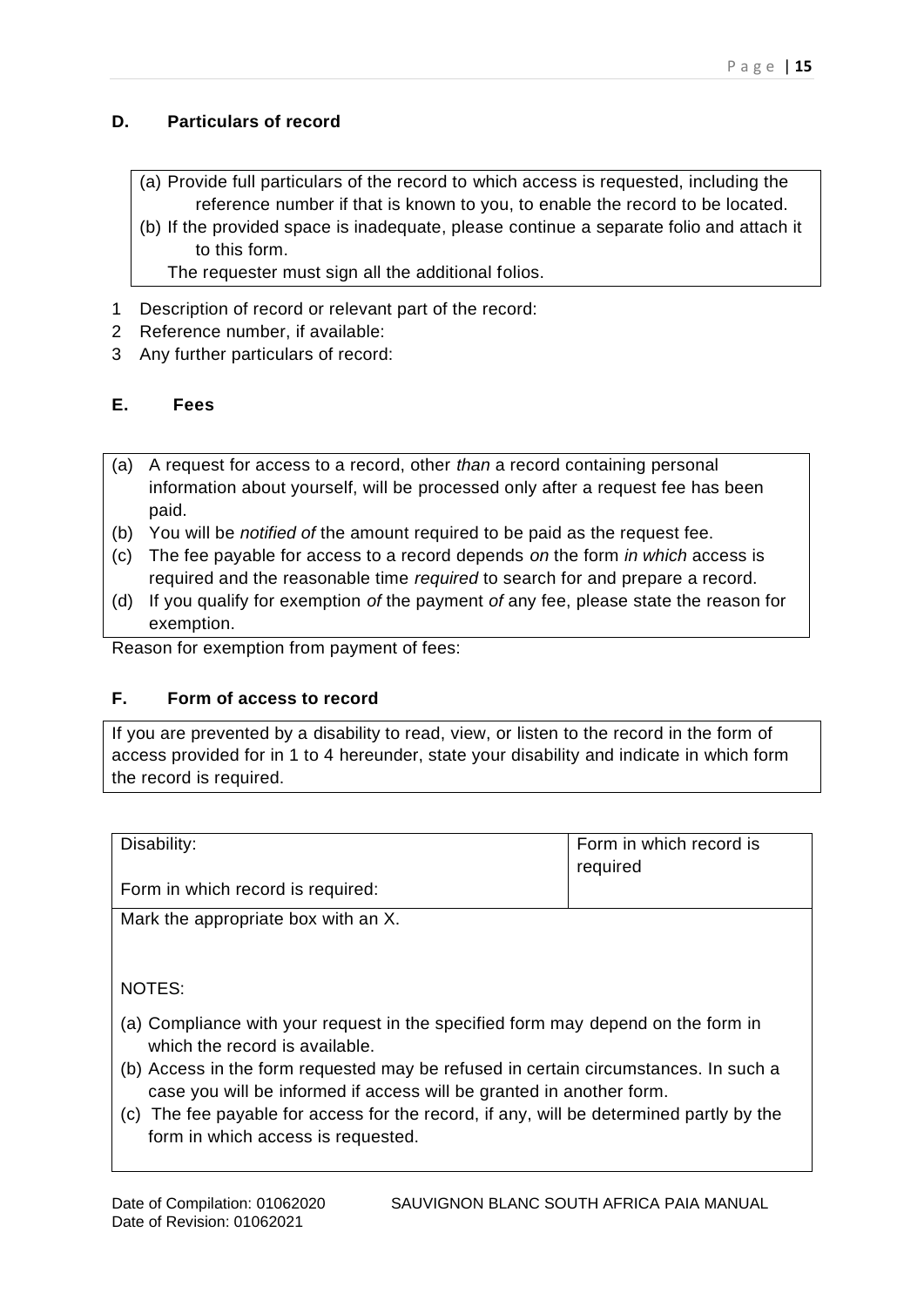### D. Particulars of record

(a) Provide full particulars of the record to which access is requested, including the reference number if that is known to you, to enable the record to be located.
(b) If the provided space is inadequate, please continue a separate folio and attach it to this form.
The requester must sign all the additional folios.

1 Description of record or relevant part of the record:
2 Reference number, if available:
3 Any further particulars of record:

### E. Fees

(a) A request for access to a record, other *than* a record containing personal information about yourself, will be processed only after a request fee has been paid.
(b) You will be *notified of* the amount required to be paid as the request fee.
(c) The fee payable for access to a record depends *on* the form *in which* access is required and the reasonable time *required* to search for and prepare a record.
(d) If you qualify for exemption *of* the payment *of* any fee, please state the reason for exemption.

Reason for exemption from payment of fees:

### F. Form of access to record

If you are prevented by a disability to read, view, or listen to the record in the form of access provided for in 1 to 4 hereunder, state your disability and indicate in which form the record is required.

| Disability:<br><br>Form in which record is required: | Form in which record is required |
|---|---|
| Mark the appropriate box with an X. | |

NOTES:

(a) Compliance with your request in the specified form may depend on the form in which the record is available.
(b) Access in the form requested may be refused in certain circumstances. In such a case you will be informed if access will be granted in another form.
(c) The fee payable for access for the record, if any, will be determined partly by the form in which access is requested.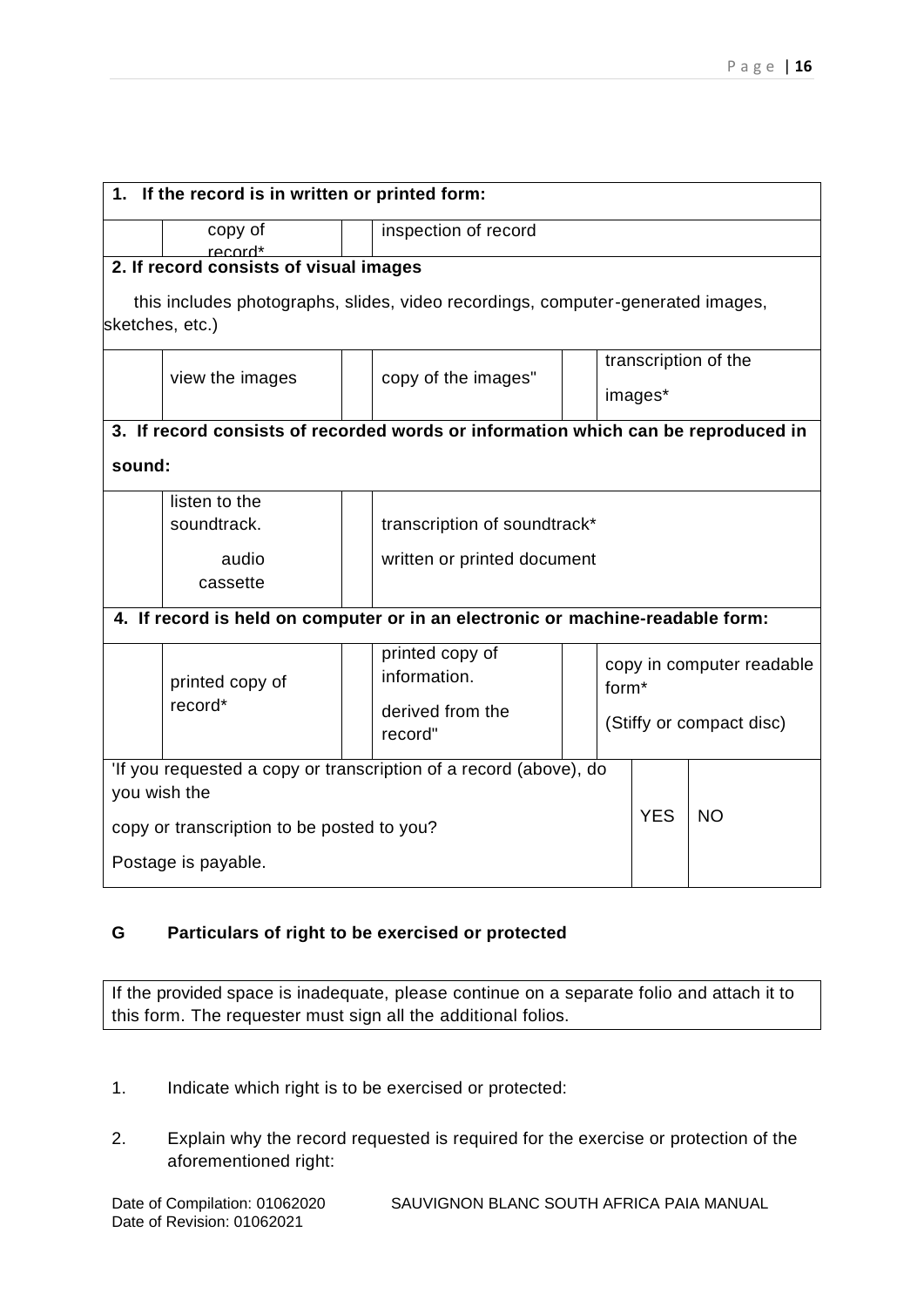| 1. If the record is in written or printed form: | | | | | | |
|---|---|---|---|---|---|---|
| | copy of record* | | inspection of record | | | |
| **2. If record consists of visual images** this includes photographs, slides, video recordings, computer-generated images, sketches, etc.) | | | | | | |
| | view the images | | copy of the images" | | transcription of the images* | |
| **3. If record consists of recorded words or information which can be reproduced in sound:** | | | | | | |
| | listen to the soundtrack. audio cassette | | transcription of soundtrack* written or printed document | | | |
| **4. If record is held on computer or in an electronic or machine-readable form:** | | | | | | |
| | printed copy of record* | | printed copy of information. derived from the record" | | copy in computer readable form* (Stiffy or compact disc) | |
| 'If you requested a copy or transcription of a record (above), do you wish the copy or transcription to be posted to you? Postage is payable. | | | | | YES | NO |

## G Particulars of right to be exercised or protected

| If the provided space is inadequate, please continue on a separate folio and attach it to this form. The requester must sign all the additional folios. |
|---|

1. Indicate which right is to be exercised or protected:

2. Explain why the record requested is required for the exercise or protection of the aforementioned right:

Date of Compilation: 01062020 SAUVIGNON BLANC SOUTH AFRICA PAIA MANUAL
Date of Revision: 01062021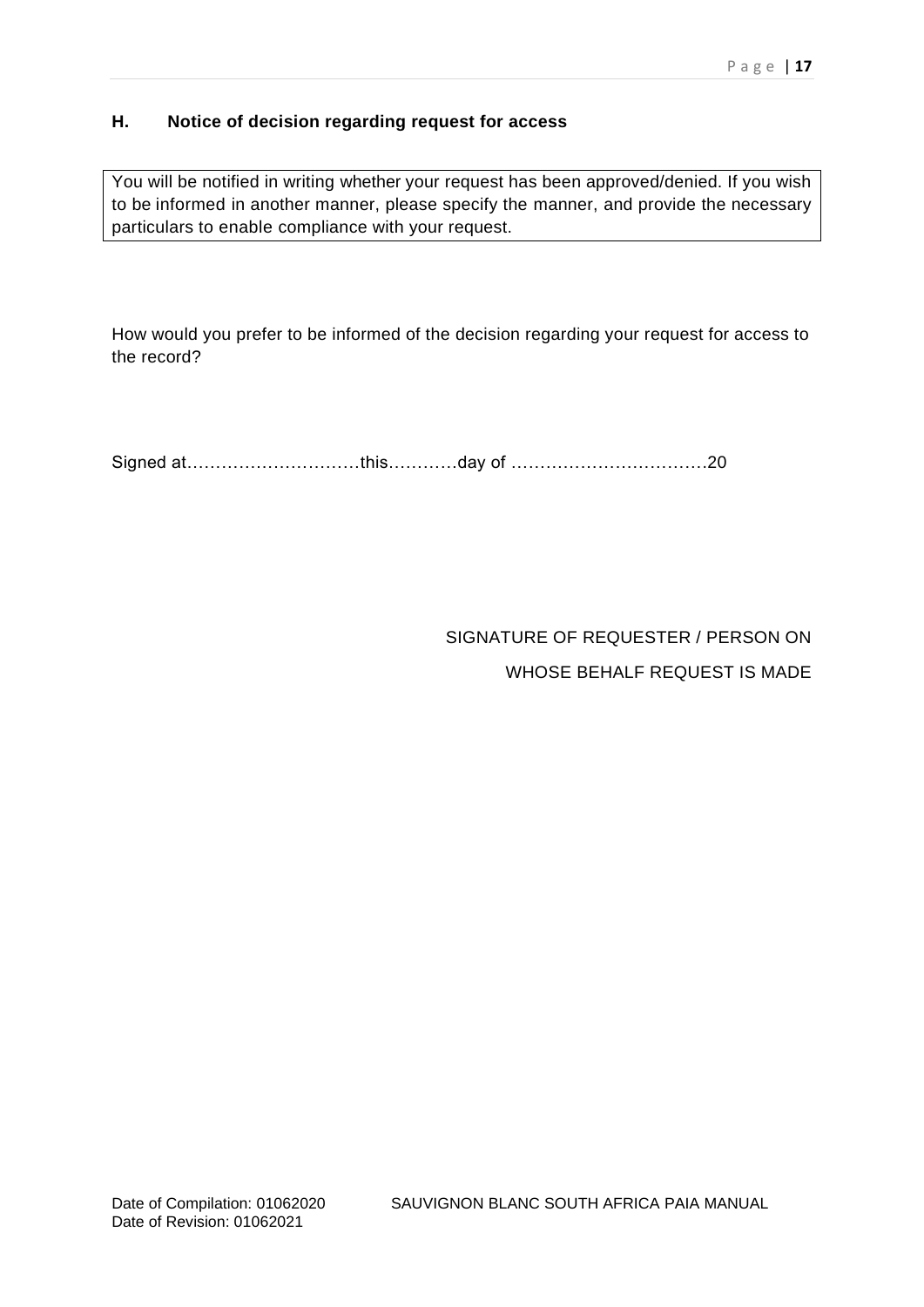### H. Notice of decision regarding request for access

| |
|---|
| You will be notified in writing whether your request has been approved/denied. If you wish to be informed in another manner, please specify the manner, and provide the necessary particulars to enable compliance with your request. |

How would you prefer to be informed of the decision regarding your request for access to the record?

Signed at…………………………this…………day of ……………………………20

SIGNATURE OF REQUESTER / PERSON ON WHOSE BEHALF REQUEST IS MADE

Date of Compilation: 01062020
Date of Revision: 01062021

SAUVIGNON BLANC SOUTH AFRICA PAIA MANUAL